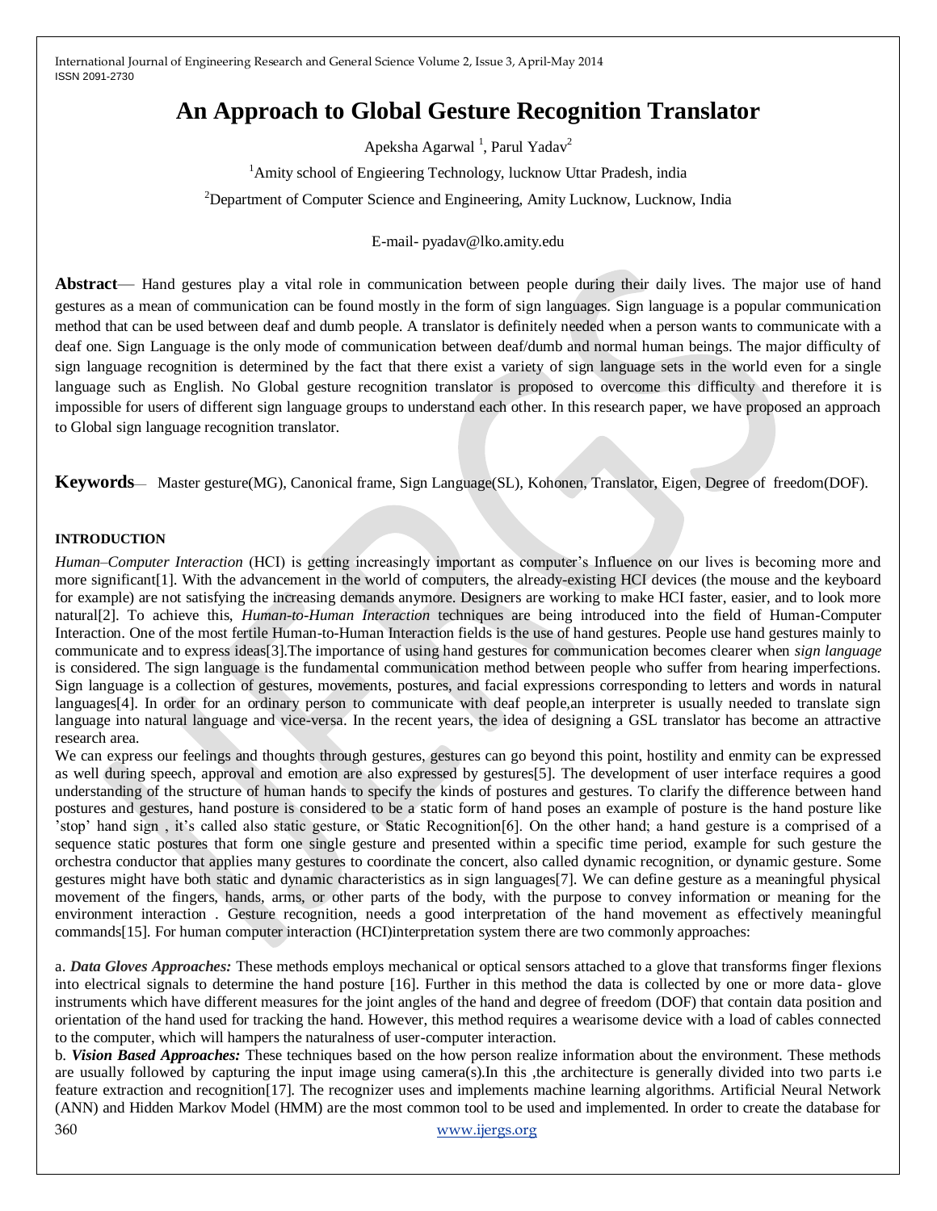# An Approach to Global Gesture Recognition Translator

Apeksha Agarwal [1], Parul Yadav[2]

[1]Amity school of Engieering Technology, lucknow Uttar Pradesh, india

[2]Department of Computer Science and Engineering, Amity Lucknow, Lucknow, India

E-mail- pyadav@lko.amity.edu

**Abstract**— Hand gestures play a vital role in communication between people during their daily lives. The major use of hand gestures as a mean of communication can be found mostly in the form of sign languages. Sign language is a popular communication method that can be used between deaf and dumb people. A translator is definitely needed when a person wants to communicate with a deaf one. Sign Language is the only mode of communication between deaf/dumb and normal human beings. The major difficulty of sign language recognition is determined by the fact that there exist a variety of sign language sets in the world even for a single language such as English. No Global gesture recognition translator is proposed to overcome this difficulty and therefore it is impossible for users of different sign language groups to understand each other. In this research paper, we have proposed an approach to Global sign language recognition translator.

**Keywords**— Master gesture(MG), Canonical frame, Sign Language(SL), Kohonen, Translator, Eigen, Degree of freedom(DOF).

## INTRODUCTION

*Human–Computer Interaction* (HCI) is getting increasingly important as computer's Influence on our lives is becoming more and more significant[1]. With the advancement in the world of computers, the already-existing HCI devices (the mouse and the keyboard for example) are not satisfying the increasing demands anymore. Designers are working to make HCI faster, easier, and to look more natural[2]. To achieve this, *Human-to-Human Interaction* techniques are being introduced into the field of Human-Computer Interaction. One of the most fertile Human-to-Human Interaction fields is the use of hand gestures. People use hand gestures mainly to communicate and to express ideas[3].The importance of using hand gestures for communication becomes clearer when *sign language* is considered. The sign language is the fundamental communication method between people who suffer from hearing imperfections. Sign language is a collection of gestures, movements, postures, and facial expressions corresponding to letters and words in natural languages[4]. In order for an ordinary person to communicate with deaf people,an interpreter is usually needed to translate sign language into natural language and vice-versa. In the recent years, the idea of designing a GSL translator has become an attractive research area.

We can express our feelings and thoughts through gestures, gestures can go beyond this point, hostility and enmity can be expressed as well during speech, approval and emotion are also expressed by gestures[5]. The development of user interface requires a good understanding of the structure of human hands to specify the kinds of postures and gestures. To clarify the difference between hand postures and gestures, hand posture is considered to be a static form of hand poses an example of posture is the hand posture like 'stop' hand sign , it's called also static gesture, or Static Recognition[6]. On the other hand; a hand gesture is a comprised of a sequence static postures that form one single gesture and presented within a specific time period, example for such gesture the orchestra conductor that applies many gestures to coordinate the concert, also called dynamic recognition, or dynamic gesture. Some gestures might have both static and dynamic characteristics as in sign languages[7]. We can define gesture as a meaningful physical movement of the fingers, hands, arms, or other parts of the body, with the purpose to convey information or meaning for the environment interaction . Gesture recognition, needs a good interpretation of the hand movement as effectively meaningful commands[15]. For human computer interaction (HCI)interpretation system there are two commonly approaches:

a. ***Data Gloves Approaches:*** These methods employs mechanical or optical sensors attached to a glove that transforms finger flexions into electrical signals to determine the hand posture [16]. Further in this method the data is collected by one or more data- glove instruments which have different measures for the joint angles of the hand and degree of freedom (DOF) that contain data position and orientation of the hand used for tracking the hand. However, this method requires a wearisome device with a load of cables connected to the computer, which will hampers the naturalness of user-computer interaction.

b. ***Vision Based Approaches:*** These techniques based on the how person realize information about the environment. These methods are usually followed by capturing the input image using camera(s).In this ,the architecture is generally divided into two parts i.e feature extraction and recognition[17]. The recognizer uses and implements machine learning algorithms. Artificial Neural Network (ANN) and Hidden Markov Model (HMM) are the most common tool to be used and implemented. In order to create the database for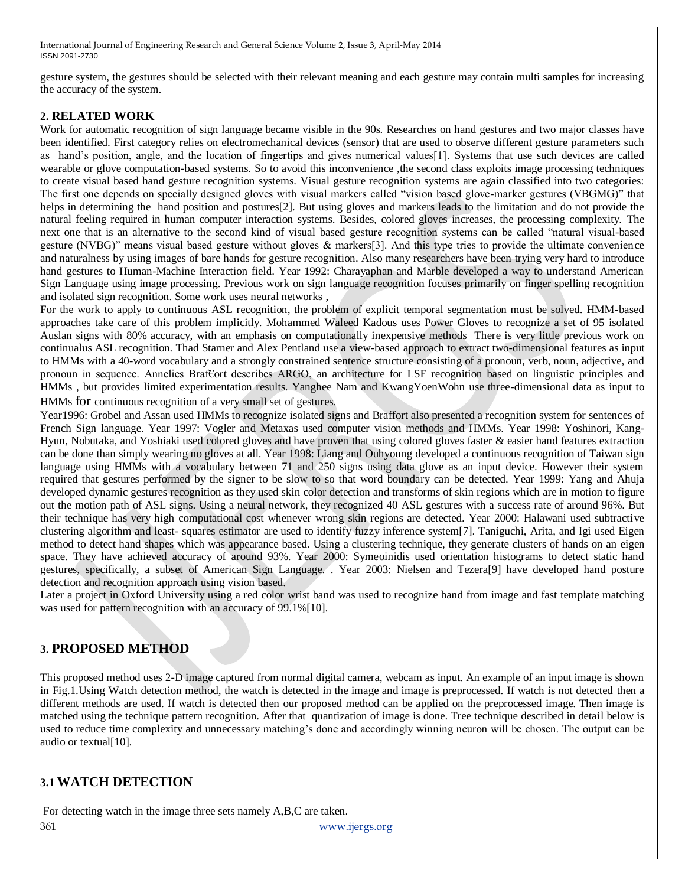gesture system, the gestures should be selected with their relevant meaning and each gesture may contain multi samples for increasing the accuracy of the system.

## 2. RELATED WORK

Work for automatic recognition of sign language became visible in the 90s. Researches on hand gestures and two major classes have been identified. First category relies on electromechanical devices (sensor) that are used to observe different gesture parameters such as hand's position, angle, and the location of fingertips and gives numerical values[1]. Systems that use such devices are called wearable or glove computation-based systems. So to avoid this inconvenience ,the second class exploits image processing techniques to create visual based hand gesture recognition systems. Visual gesture recognition systems are again classified into two categories: The first one depends on specially designed gloves with visual markers called "vision based glove-marker gestures (VBGMG)" that helps in determining the hand position and postures[2]. But using gloves and markers leads to the limitation and do not provide the natural feeling required in human computer interaction systems. Besides, colored gloves increases, the processing complexity. The next one that is an alternative to the second kind of visual based gesture recognition systems can be called "natural visual-based gesture (NVBG)" means visual based gesture without gloves & markers[3]. And this type tries to provide the ultimate convenience and naturalness by using images of bare hands for gesture recognition. Also many researchers have been trying very hard to introduce hand gestures to Human-Machine Interaction field. Year 1992: Charayaphan and Marble developed a way to understand American Sign Language using image processing. Previous work on sign language recognition focuses primarily on finger spelling recognition and isolated sign recognition. Some work uses neural networks ,

For the work to apply to continuous ASL recognition, the problem of explicit temporal segmentation must be solved. HMM-based approaches take care of this problem implicitly. Mohammed Waleed Kadous uses Power Gloves to recognize a set of 95 isolated Auslan signs with 80% accuracy, with an emphasis on computationally inexpensive methods There is very little previous work on continualus ASL recognition. Thad Starner and Alex Pentland use a view-based approach to extract two-dimensional features as input to HMMs with a 40-word vocabulary and a strongly constrained sentence structure consisting of a pronoun, verb, noun, adjective, and pronoun in sequence. Annelies Braf€ort describes ARGO, an architecture for LSF recognition based on linguistic principles and HMMs , but provides limited experimentation results. Yanghee Nam and KwangYoenWohn use three-dimensional data as input to HMMs for continuous recognition of a very small set of gestures.

Year1996: Grobel and Assan used HMMs to recognize isolated signs and Braffort also presented a recognition system for sentences of French Sign language. Year 1997: Vogler and Metaxas used computer vision methods and HMMs. Year 1998: Yoshinori, Kang-Hyun, Nobutaka, and Yoshiaki used colored gloves and have proven that using colored gloves faster & easier hand features extraction can be done than simply wearing no gloves at all. Year 1998: Liang and Ouhyoung developed a continuous recognition of Taiwan sign language using HMMs with a vocabulary between 71 and 250 signs using data glove as an input device. However their system required that gestures performed by the signer to be slow to so that word boundary can be detected. Year 1999: Yang and Ahuja developed dynamic gestures recognition as they used skin color detection and transforms of skin regions which are in motion to figure out the motion path of ASL signs. Using a neural network, they recognized 40 ASL gestures with a success rate of around 96%. But their technique has very high computational cost whenever wrong skin regions are detected. Year 2000: Halawani used subtractive clustering algorithm and least- squares estimator are used to identify fuzzy inference system[7]. Taniguchi, Arita, and Igi used Eigen method to detect hand shapes which was appearance based. Using a clustering technique, they generate clusters of hands on an eigen space. They have achieved accuracy of around 93%. Year 2000: Symeoinidis used orientation histograms to detect static hand gestures, specifically, a subset of American Sign Language. . Year 2003: Nielsen and Tezera[9] have developed hand posture detection and recognition approach using vision based.

Later a project in Oxford University using a red color wrist band was used to recognize hand from image and fast template matching was used for pattern recognition with an accuracy of 99.1%[10].

## 3. PROPOSED METHOD

This proposed method uses 2-D image captured from normal digital camera, webcam as input. An example of an input image is shown in Fig.1.Using Watch detection method, the watch is detected in the image and image is preprocessed. If watch is not detected then a different methods are used. If watch is detected then our proposed method can be applied on the preprocessed image. Then image is matched using the technique pattern recognition. After that quantization of image is done. Tree technique described in detail below is used to reduce time complexity and unnecessary matching's done and accordingly winning neuron will be chosen. The output can be audio or textual[10].

### 3.1 WATCH DETECTION

For detecting watch in the image three sets namely A,B,C are taken.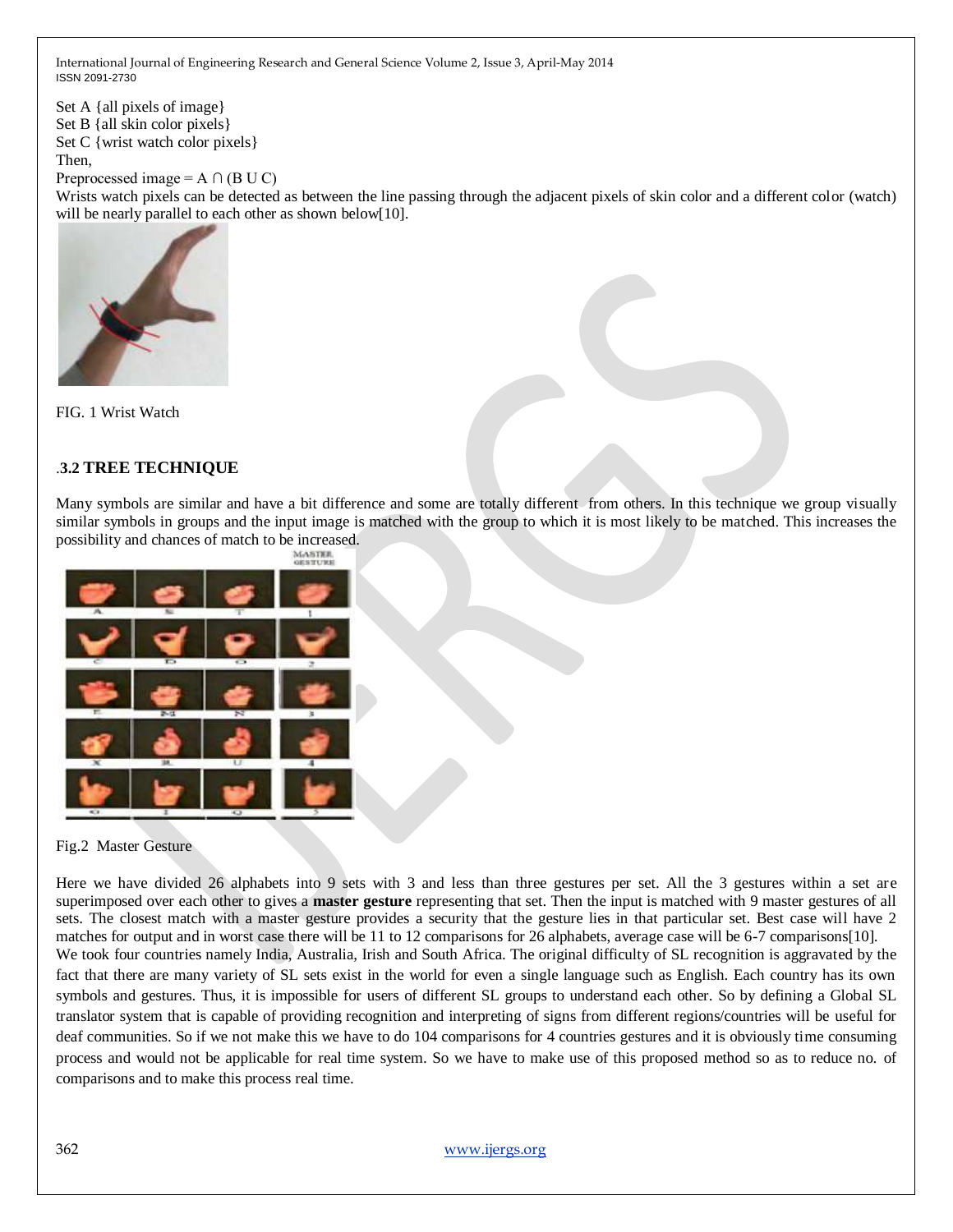Set A {all pixels of image}
Set B {all skin color pixels}
Set C {wrist watch color pixels}
Then,
Preprocessed image = A ∩ (B U C)
Wrists watch pixels can be detected as between the line passing through the adjacent pixels of skin color and a different color (watch) will be nearly parallel to each other as shown below[10].

FIG. 1 Wrist Watch

## .3.2 TREE TECHNIQUE

Many symbols are similar and have a bit difference and some are totally different from others. In this technique we group visually similar symbols in groups and the input image is matched with the group to which it is most likely to be matched. This increases the possibility and chances of match to be increased.

Fig.2 Master Gesture

Here we have divided 26 alphabets into 9 sets with 3 and less than three gestures per set. All the 3 gestures within a set are superimposed over each other to gives a **master gesture** representing that set. Then the input is matched with 9 master gestures of all sets. The closest match with a master gesture provides a security that the gesture lies in that particular set. Best case will have 2 matches for output and in worst case there will be 11 to 12 comparisons for 26 alphabets, average case will be 6-7 comparisons[10].

We took four countries namely India, Australia, Irish and South Africa. The original difficulty of SL recognition is aggravated by the fact that there are many variety of SL sets exist in the world for even a single language such as English. Each country has its own symbols and gestures. Thus, it is impossible for users of different SL groups to understand each other. So by defining a Global SL translator system that is capable of providing recognition and interpreting of signs from different regions/countries will be useful for deaf communities. So if we not make this we have to do 104 comparisons for 4 countries gestures and it is obviously time consuming process and would not be applicable for real time system. So we have to make use of this proposed method so as to reduce no. of comparisons and to make this process real time.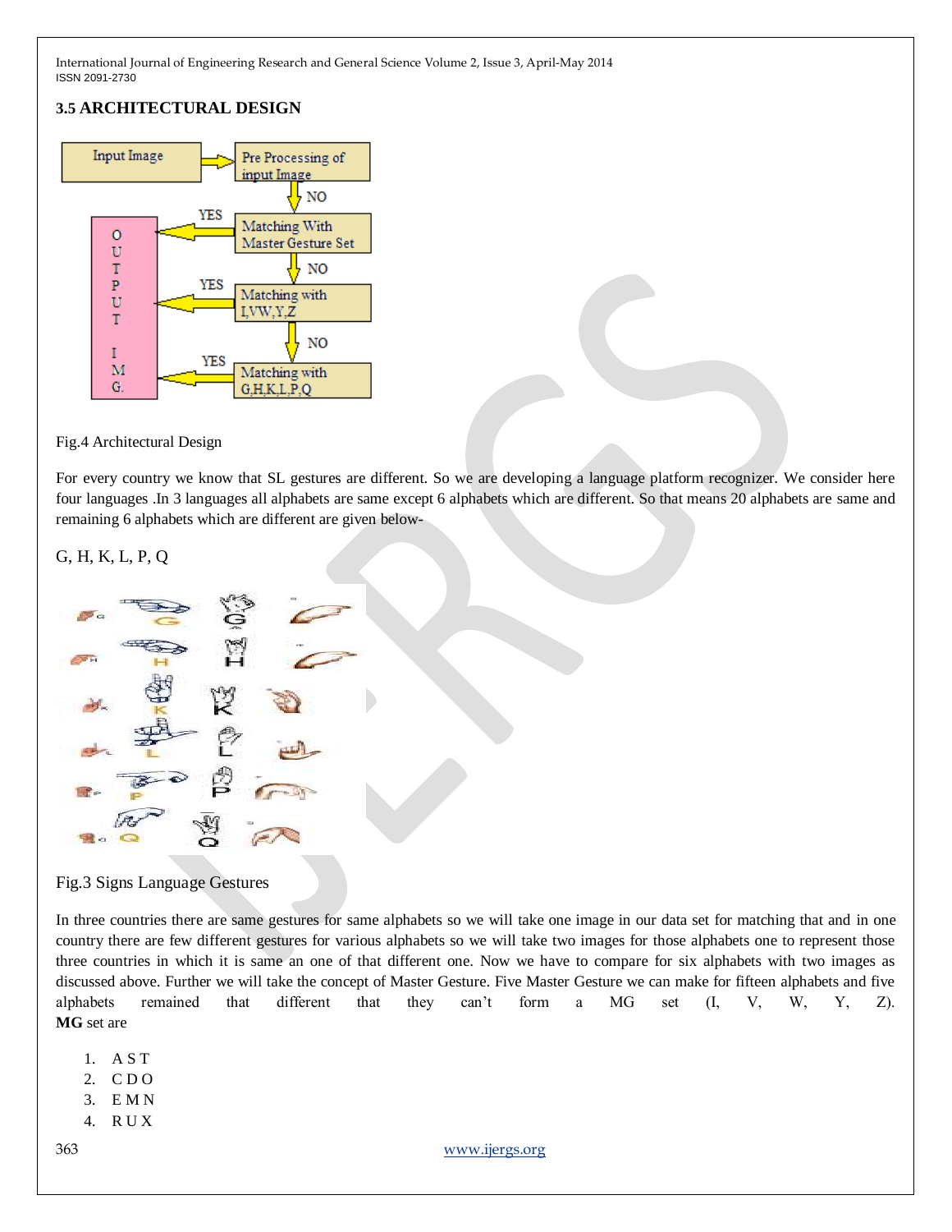### 3.5 ARCHITECTURAL DESIGN

Fig.4 Architectural Design

For every country we know that SL gestures are different. So we are developing a language platform recognizer. We consider here four languages .In 3 languages all alphabets are same except 6 alphabets which are different. So that means 20 alphabets are same and remaining 6 alphabets which are different are given below-

G, H, K, L, P, Q

Fig.3 Signs Language Gestures

In three countries there are same gestures for same alphabets so we will take one image in our data set for matching that and in one country there are few different gestures for various alphabets so we will take two images for those alphabets one to represent those three countries in which it is same an one of that different one. Now we have to compare for six alphabets with two images as discussed above. Further we will take the concept of Master Gesture. Five Master Gesture we can make for fifteen alphabets and five alphabets remained that different that they can't form a MG set (I, V, W, Y, Z). **MG** set are

1. A S T
2. C D O
3. E M N
4. R U X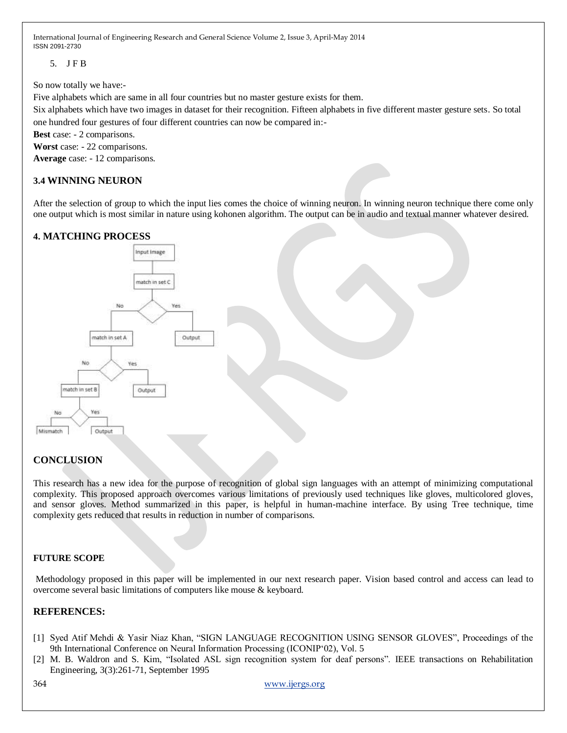5. J F B

So now totally we have:-

Five alphabets which are same in all four countries but no master gesture exists for them.

Six alphabets which have two images in dataset for their recognition. Fifteen alphabets in five different master gesture sets. So total one hundred four gestures of four different countries can now be compared in:-

**Best** case: - 2 comparisons.

**Worst** case: - 22 comparisons.

**Average** case: - 12 comparisons.

### 3.4 WINNING NEURON

After the selection of group to which the input lies comes the choice of winning neuron. In winning neuron technique there come only one output which is most similar in nature using kohonen algorithm. The output can be in audio and textual manner whatever desired.

## 4. MATCHING PROCESS

Input Image → match in set C → Yes: Output; No: match in set A → Yes: Output; No: match in set B → Yes: Output; No: Mismatch

## CONCLUSION

This research has a new idea for the purpose of recognition of global sign languages with an attempt of minimizing computational complexity. This proposed approach overcomes various limitations of previously used techniques like gloves, multicolored gloves, and sensor gloves. Method summarized in this paper, is helpful in human-machine interface. By using Tree technique, time complexity gets reduced that results in reduction in number of comparisons.

## FUTURE SCOPE

Methodology proposed in this paper will be implemented in our next research paper. Vision based control and access can lead to overcome several basic limitations of computers like mouse & keyboard.

## REFERENCES:

[1] Syed Atif Mehdi & Yasir Niaz Khan, "SIGN LANGUAGE RECOGNITION USING SENSOR GLOVES", Proceedings of the 9th International Conference on Neural Information Processing (ICONIP'02), Vol. 5

[2] M. B. Waldron and S. Kim, "Isolated ASL sign recognition system for deaf persons". IEEE transactions on Rehabilitation Engineering, 3(3):261-71, September 1995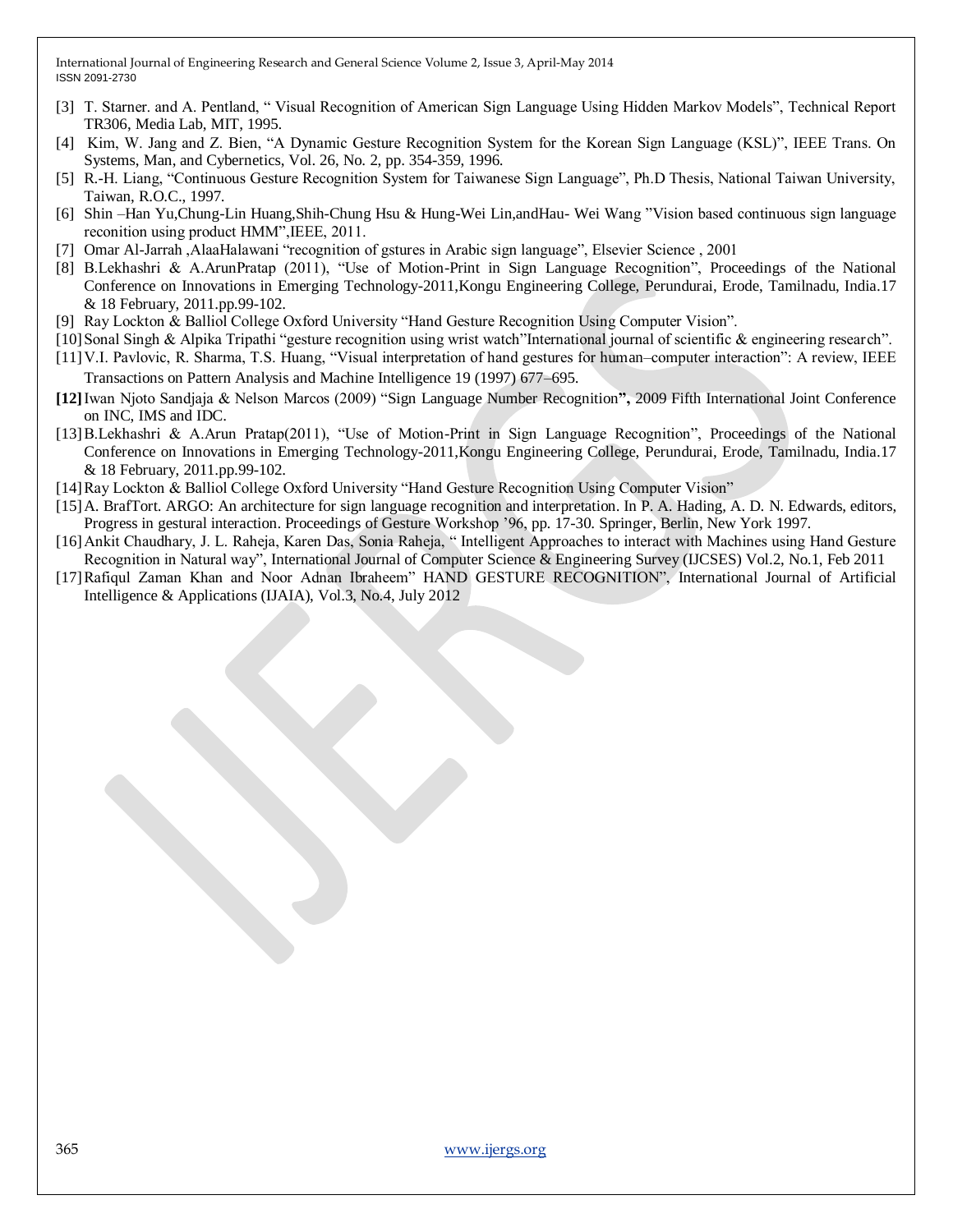[3] T. Starner. and A. Pentland, " Visual Recognition of American Sign Language Using Hidden Markov Models", Technical Report TR306, Media Lab, MIT, 1995.

[4] Kim, W. Jang and Z. Bien, "A Dynamic Gesture Recognition System for the Korean Sign Language (KSL)", IEEE Trans. On Systems, Man, and Cybernetics, Vol. 26, No. 2, pp. 354-359, 1996.

[5] R.-H. Liang, "Continuous Gesture Recognition System for Taiwanese Sign Language", Ph.D Thesis, National Taiwan University, Taiwan, R.O.C., 1997.

[6] Shin –Han Yu,Chung-Lin Huang,Shih-Chung Hsu & Hung-Wei Lin,andHau- Wei Wang "Vision based continuous sign language reconition using product HMM",IEEE, 2011.

[7] Omar Al-Jarrah ,AlaaHalawani "recognition of gstures in Arabic sign language", Elsevier Science , 2001

[8] B.Lekhashri & A.ArunPratap (2011), "Use of Motion-Print in Sign Language Recognition", Proceedings of the National Conference on Innovations in Emerging Technology-2011,Kongu Engineering College, Perundurai, Erode, Tamilnadu, India.17 & 18 February, 2011.pp.99-102.

[9] Ray Lockton & Balliol College Oxford University "Hand Gesture Recognition Using Computer Vision".

[10] Sonal Singh & Alpika Tripathi "gesture recognition using wrist watch"International journal of scientific & engineering research".

[11] V.I. Pavlovic, R. Sharma, T.S. Huang, "Visual interpretation of hand gestures for human–computer interaction": A review, IEEE Transactions on Pattern Analysis and Machine Intelligence 19 (1997) 677–695.

**[12]** Iwan Njoto Sandjaja & Nelson Marcos (2009) "Sign Language Number Recognition**",** 2009 Fifth International Joint Conference on INC, IMS and IDC.

[13] B.Lekhashri & A.Arun Pratap(2011), "Use of Motion-Print in Sign Language Recognition", Proceedings of the National Conference on Innovations in Emerging Technology-2011,Kongu Engineering College, Perundurai, Erode, Tamilnadu, India.17 & 18 February, 2011.pp.99-102.

[14] Ray Lockton & Balliol College Oxford University "Hand Gesture Recognition Using Computer Vision"

[15] A. BrafTort. ARGO: An architecture for sign language recognition and interpretation. In P. A. Hading, A. D. N. Edwards, editors, Progress in gestural interaction. Proceedings of Gesture Workshop '96, pp. 17-30. Springer, Berlin, New York 1997.

[16] Ankit Chaudhary, J. L. Raheja, Karen Das, Sonia Raheja, " Intelligent Approaches to interact with Machines using Hand Gesture Recognition in Natural way", International Journal of Computer Science & Engineering Survey (IJCSES) Vol.2, No.1, Feb 2011

[17] Rafiqul Zaman Khan and Noor Adnan Ibraheem" HAND GESTURE RECOGNITION", International Journal of Artificial Intelligence & Applications (IJAIA), Vol.3, No.4, July 2012